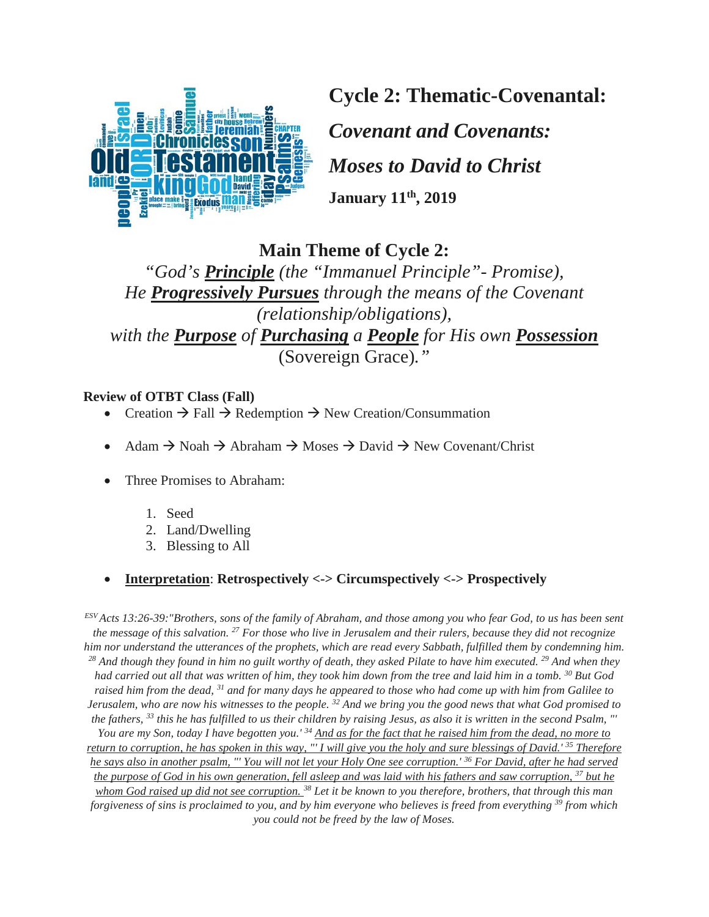# Cycle 2: Thematic-Covenantal:

## *Covenant and Covenants:*

## *Moses to David to Christ*

**January 11th, 2019**

## Main Theme of Cycle 2:

*"God's* ***Principle*** *(the "Immanuel Principle"- Promise),*
*He* ***Progressively Pursues*** *through the means of the Covenant (relationship/obligations),*
*with the* ***Purpose*** *of* ***Purchasing*** *a* ***People*** *for His own* ***Possession***
(Sovereign Grace)*."*

**Review of OTBT Class (Fall)**

- Creation → Fall → Redemption → New Creation/Consummation
- Adam → Noah → Abraham → Moses → David → New Covenant/Christ
- Three Promises to Abraham:
  1. Seed
  2. Land/Dwelling
  3. Blessing to All
- **Interpretation**: **Retrospectively <-> Circumspectively <-> Prospectively**

*[ESV] Acts 13:26-39:"Brothers, sons of the family of Abraham, and those among you who fear God, to us has been sent the message of this salvation. [27] For those who live in Jerusalem and their rulers, because they did not recognize him nor understand the utterances of the prophets, which are read every Sabbath, fulfilled them by condemning him. [28] And though they found in him no guilt worthy of death, they asked Pilate to have him executed. [29] And when they had carried out all that was written of him, they took him down from the tree and laid him in a tomb. [30] But God raised him from the dead, [31] and for many days he appeared to those who had come up with him from Galilee to Jerusalem, who are now his witnesses to the people. [32] And we bring you the good news that what God promised to the fathers, [33] this he has fulfilled to us their children by raising Jesus, as also it is written in the second Psalm, "' You are my Son, today I have begotten you.' [34] <u>And as for the fact that he raised him from the dead, no more to return to corruption, he has spoken in this way, "' I will give you the holy and sure blessings of David.' [35] Therefore he says also in another psalm, "' You will not let your Holy One see corruption.' [36] For David, after he had served the purpose of God in his own generation, fell asleep and was laid with his fathers and saw corruption, [37] but he whom God raised up did not see corruption.</u> [38] Let it be known to you therefore, brothers, that through this man forgiveness of sins is proclaimed to you, and by him everyone who believes is freed from everything [39] from which you could not be freed by the law of Moses.*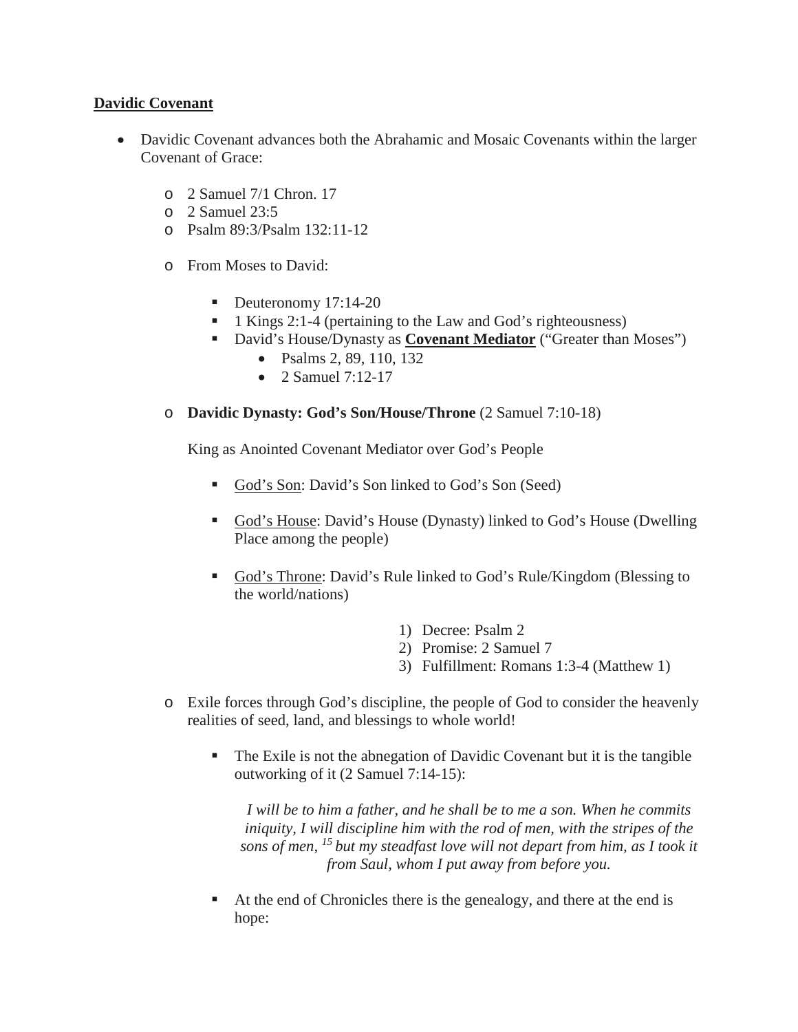**<u>Davidic Covenant</u>**

- Davidic Covenant advances both the Abrahamic and Mosaic Covenants within the larger Covenant of Grace:
  - 2 Samuel 7/1 Chron. 17
  - 2 Samuel 23:5
  - Psalm 89:3/Psalm 132:11-12
  - From Moses to David:
    - Deuteronomy 17:14-20
    - 1 Kings 2:1-4 (pertaining to the Law and God's righteousness)
    - David's House/Dynasty as **<u>Covenant Mediator</u>** ("Greater than Moses")
      - Psalms 2, 89, 110, 132
      - 2 Samuel 7:12-17
  - **Davidic Dynasty: God's Son/House/Throne** (2 Samuel 7:10-18)

    King as Anointed Covenant Mediator over God's People

    - <u>God's Son</u>: David's Son linked to God's Son (Seed)
    - <u>God's House</u>: David's House (Dynasty) linked to God's House (Dwelling Place among the people)
    - <u>God's Throne</u>: David's Rule linked to God's Rule/Kingdom (Blessing to the world/nations)

      1) Decree: Psalm 2
      2) Promise: 2 Samuel 7
      3) Fulfillment: Romans 1:3-4 (Matthew 1)

  - Exile forces through God's discipline, the people of God to consider the heavenly realities of seed, land, and blessings to whole world!
    - The Exile is not the abnegation of Davidic Covenant but it is the tangible outworking of it (2 Samuel 7:14-15):

      *I will be to him a father, and he shall be to me a son. When he commits iniquity, I will discipline him with the rod of men, with the stripes of the sons of men, [15] but my steadfast love will not depart from him, as I took it from Saul, whom I put away from before you.*

    - At the end of Chronicles there is the genealogy, and there at the end is hope: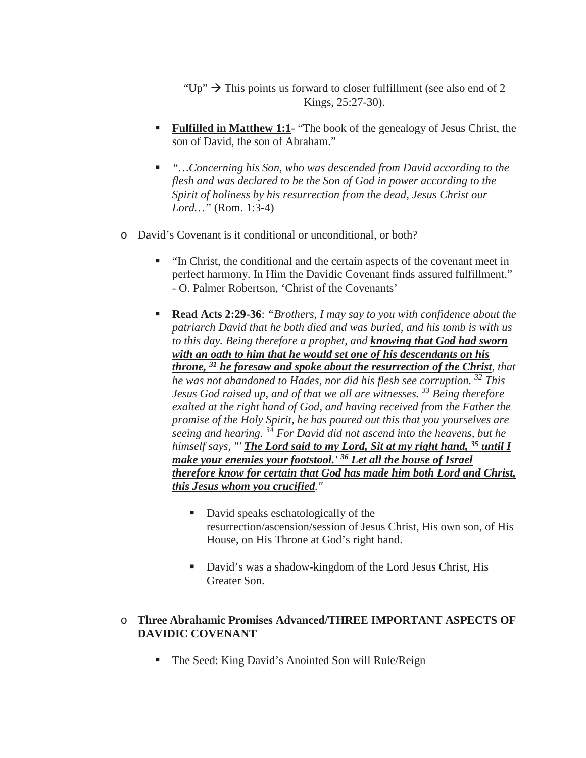"Up" → This points us forward to closer fulfillment (see also end of 2 Kings, 25:27-30).

- **<u>Fulfilled in Matthew 1:1</u>**- "The book of the genealogy of Jesus Christ, the son of David, the son of Abraham."

- *"…Concerning his Son, who was descended from David according to the flesh and was declared to be the Son of God in power according to the Spirit of holiness by his resurrection from the dead, Jesus Christ our Lord…"* (Rom. 1:3-4)

- David's Covenant is it conditional or unconditional, or both?

  - "In Christ, the conditional and the certain aspects of the covenant meet in perfect harmony. In Him the Davidic Covenant finds assured fulfillment." - O. Palmer Robertson, 'Christ of the Covenants'

  - **Read Acts 2:29-36**: *"Brothers, I may say to you with confidence about the patriarch David that he both died and was buried, and his tomb is with us to this day. Being therefore a prophet, and* ***<u>knowing that God had sworn with an oath to him that he would set one of his descendants on his throne, [31] he foresaw and spoke about the resurrection of the Christ</u>****, that he was not abandoned to Hades, nor did his flesh see corruption. [32] This Jesus God raised up, and of that we all are witnesses. [33] Being therefore exalted at the right hand of God, and having received from the Father the promise of the Holy Spirit, he has poured out this that you yourselves are seeing and hearing. [34] For David did not ascend into the heavens, but he himself says, "'* ***<u>The Lord said to my Lord, Sit at my right hand, [35] until I make your enemies your footstool.' [36] Let all the house of Israel therefore know for certain that God has made him both Lord and Christ, this Jesus whom you crucified</u>****."*

    - David speaks eschatologically of the resurrection/ascension/session of Jesus Christ, His own son, of His House, on His Throne at God's right hand.

    - David's was a shadow-kingdom of the Lord Jesus Christ, His Greater Son.

- **Three Abrahamic Promises Advanced/THREE IMPORTANT ASPECTS OF DAVIDIC COVENANT**

  - The Seed: King David's Anointed Son will Rule/Reign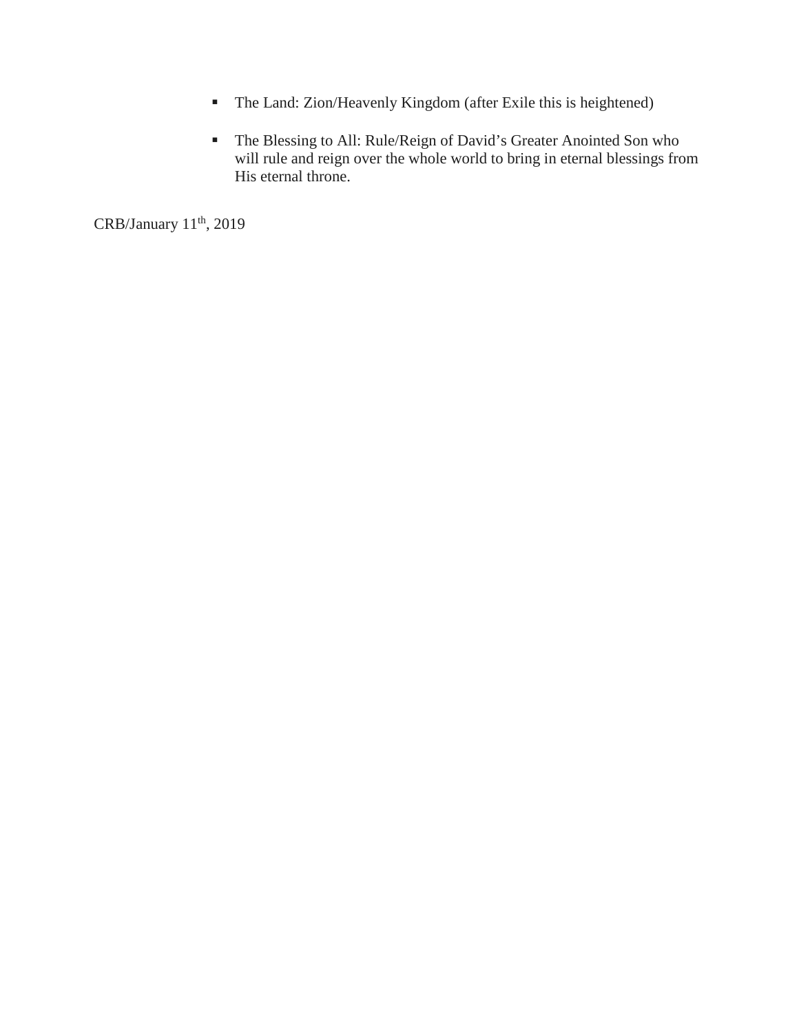- The Land: Zion/Heavenly Kingdom (after Exile this is heightened)

- The Blessing to All: Rule/Reign of David's Greater Anointed Son who will rule and reign over the whole world to bring in eternal blessings from His eternal throne.

CRB/January 11th, 2019